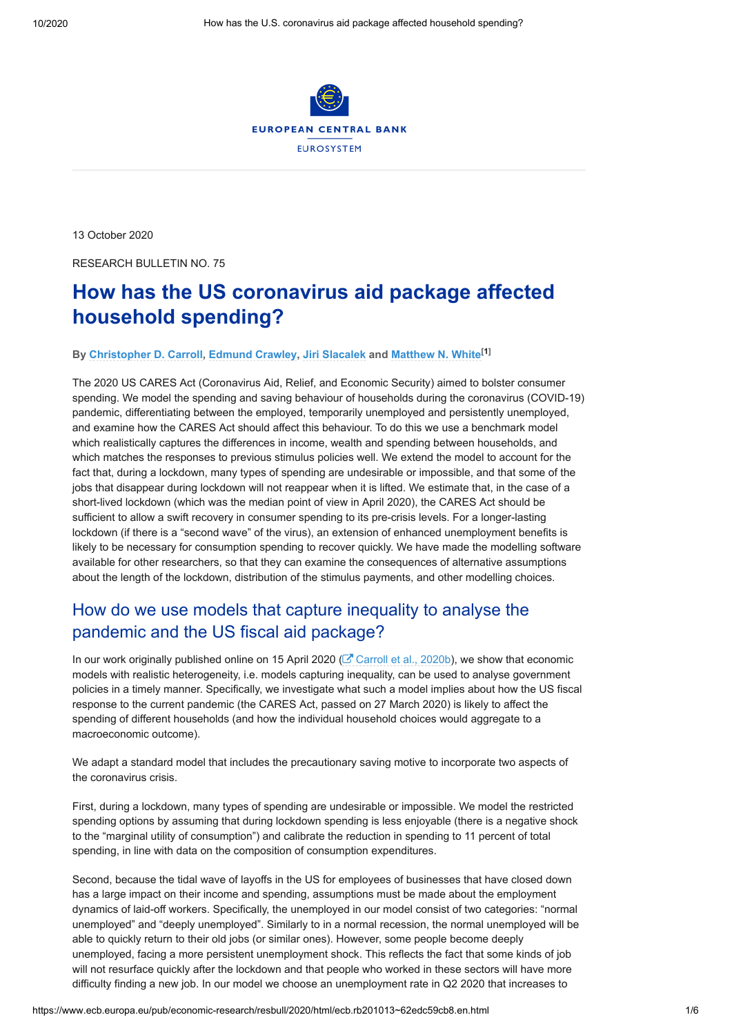13 October 2020

RESEARCH BULLETIN NO. 75

# How has the US coronavirus aid package affected household spending?

**By Christopher D. Carroll, Edmund Crawley, Jiri Slacalek and Matthew N. White[1]**

The 2020 US CARES Act (Coronavirus Aid, Relief, and Economic Security) aimed to bolster consumer spending. We model the spending and saving behaviour of households during the coronavirus (COVID-19) pandemic, differentiating between the employed, temporarily unemployed and persistently unemployed, and examine how the CARES Act should affect this behaviour. To do this we use a benchmark model which realistically captures the differences in income, wealth and spending between households, and which matches the responses to previous stimulus policies well. We extend the model to account for the fact that, during a lockdown, many types of spending are undesirable or impossible, and that some of the jobs that disappear during lockdown will not reappear when it is lifted. We estimate that, in the case of a short-lived lockdown (which was the median point of view in April 2020), the CARES Act should be sufficient to allow a swift recovery in consumer spending to its pre-crisis levels. For a longer-lasting lockdown (if there is a "second wave" of the virus), an extension of enhanced unemployment benefits is likely to be necessary for consumption spending to recover quickly. We have made the modelling software available for other researchers, so that they can examine the consequences of alternative assumptions about the length of the lockdown, distribution of the stimulus payments, and other modelling choices.

## How do we use models that capture inequality to analyse the pandemic and the US fiscal aid package?

In our work originally published online on 15 April 2020 (Carroll et al., 2020b), we show that economic models with realistic heterogeneity, i.e. models capturing inequality, can be used to analyse government policies in a timely manner. Specifically, we investigate what such a model implies about how the US fiscal response to the current pandemic (the CARES Act, passed on 27 March 2020) is likely to affect the spending of different households (and how the individual household choices would aggregate to a macroeconomic outcome).

We adapt a standard model that includes the precautionary saving motive to incorporate two aspects of the coronavirus crisis.

First, during a lockdown, many types of spending are undesirable or impossible. We model the restricted spending options by assuming that during lockdown spending is less enjoyable (there is a negative shock to the "marginal utility of consumption") and calibrate the reduction in spending to 11 percent of total spending, in line with data on the composition of consumption expenditures.

Second, because the tidal wave of layoffs in the US for employees of businesses that have closed down has a large impact on their income and spending, assumptions must be made about the employment dynamics of laid-off workers. Specifically, the unemployed in our model consist of two categories: "normal unemployed" and "deeply unemployed". Similarly to in a normal recession, the normal unemployed will be able to quickly return to their old jobs (or similar ones). However, some people become deeply unemployed, facing a more persistent unemployment shock. This reflects the fact that some kinds of job will not resurface quickly after the lockdown and that people who worked in these sectors will have more difficulty finding a new job. In our model we choose an unemployment rate in Q2 2020 that increases to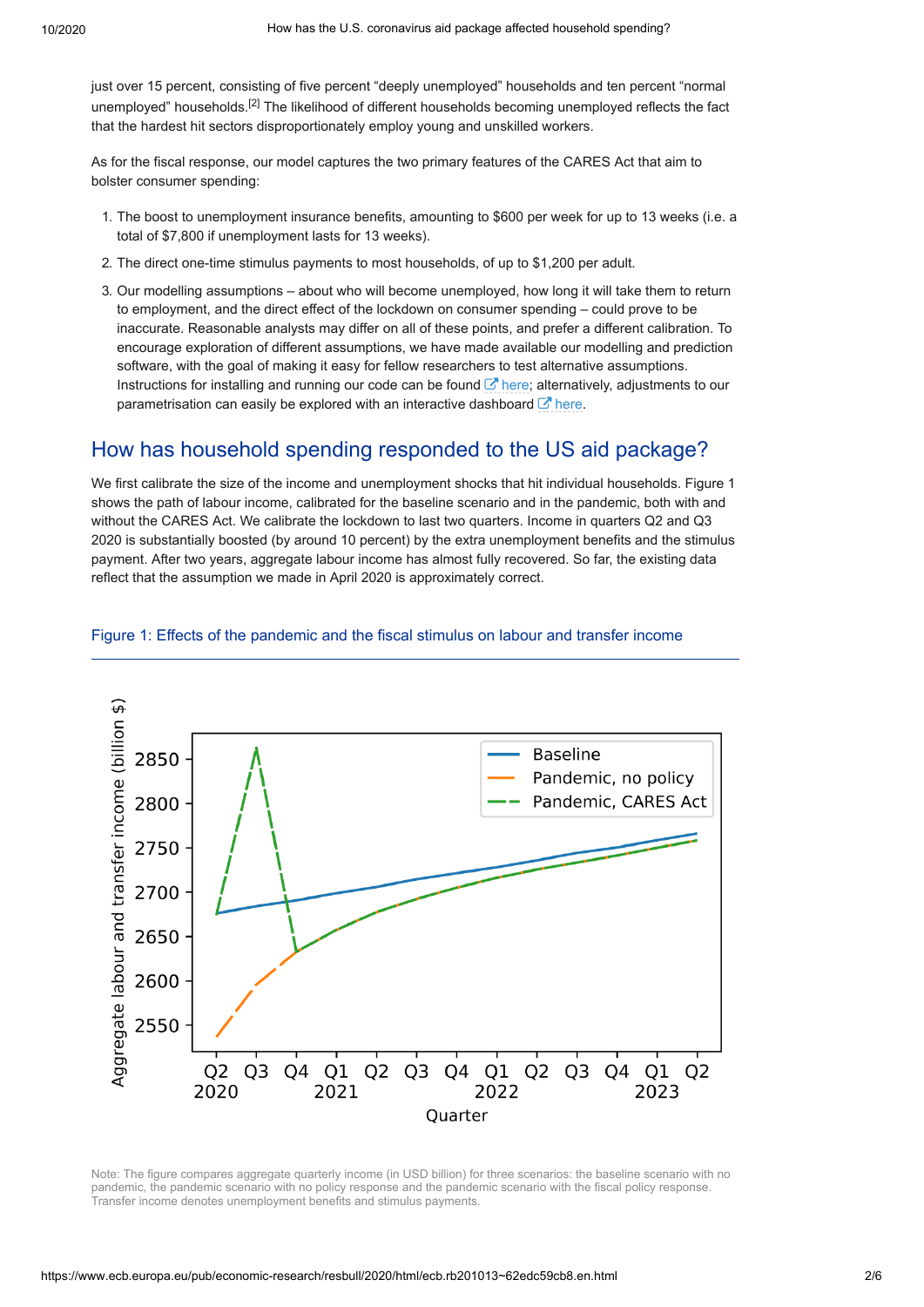just over 15 percent, consisting of five percent "deeply unemployed" households and ten percent "normal unemployed" households.[2] The likelihood of different households becoming unemployed reflects the fact that the hardest hit sectors disproportionately employ young and unskilled workers.

As for the fiscal response, our model captures the two primary features of the CARES Act that aim to bolster consumer spending:

1. The boost to unemployment insurance benefits, amounting to $600 per week for up to 13 weeks (i.e. a total of $7,800 if unemployment lasts for 13 weeks).
2. The direct one-time stimulus payments to most households, of up to $1,200 per adult.
3. Our modelling assumptions – about who will become unemployed, how long it will take them to return to employment, and the direct effect of the lockdown on consumer spending – could prove to be inaccurate. Reasonable analysts may differ on all of these points, and prefer a different calibration. To encourage exploration of different assumptions, we have made available our modelling and prediction software, with the goal of making it easy for fellow researchers to test alternative assumptions. Instructions for installing and running our code can be found here; alternatively, adjustments to our parametrisation can easily be explored with an interactive dashboard here.

## How has household spending responded to the US aid package?

We first calibrate the size of the income and unemployment shocks that hit individual households. Figure 1 shows the path of labour income, calibrated for the baseline scenario and in the pandemic, both with and without the CARES Act. We calibrate the lockdown to last two quarters. Income in quarters Q2 and Q3 2020 is substantially boosted (by around 10 percent) by the extra unemployment benefits and the stimulus payment. After two years, aggregate labour income has almost fully recovered. So far, the existing data reflect that the assumption we made in April 2020 is approximately correct.

Figure 1: Effects of the pandemic and the fiscal stimulus on labour and transfer income

Note: The figure compares aggregate quarterly income (in USD billion) for three scenarios: the baseline scenario with no pandemic, the pandemic scenario with no policy response and the pandemic scenario with the fiscal policy response. Transfer income denotes unemployment benefits and stimulus payments.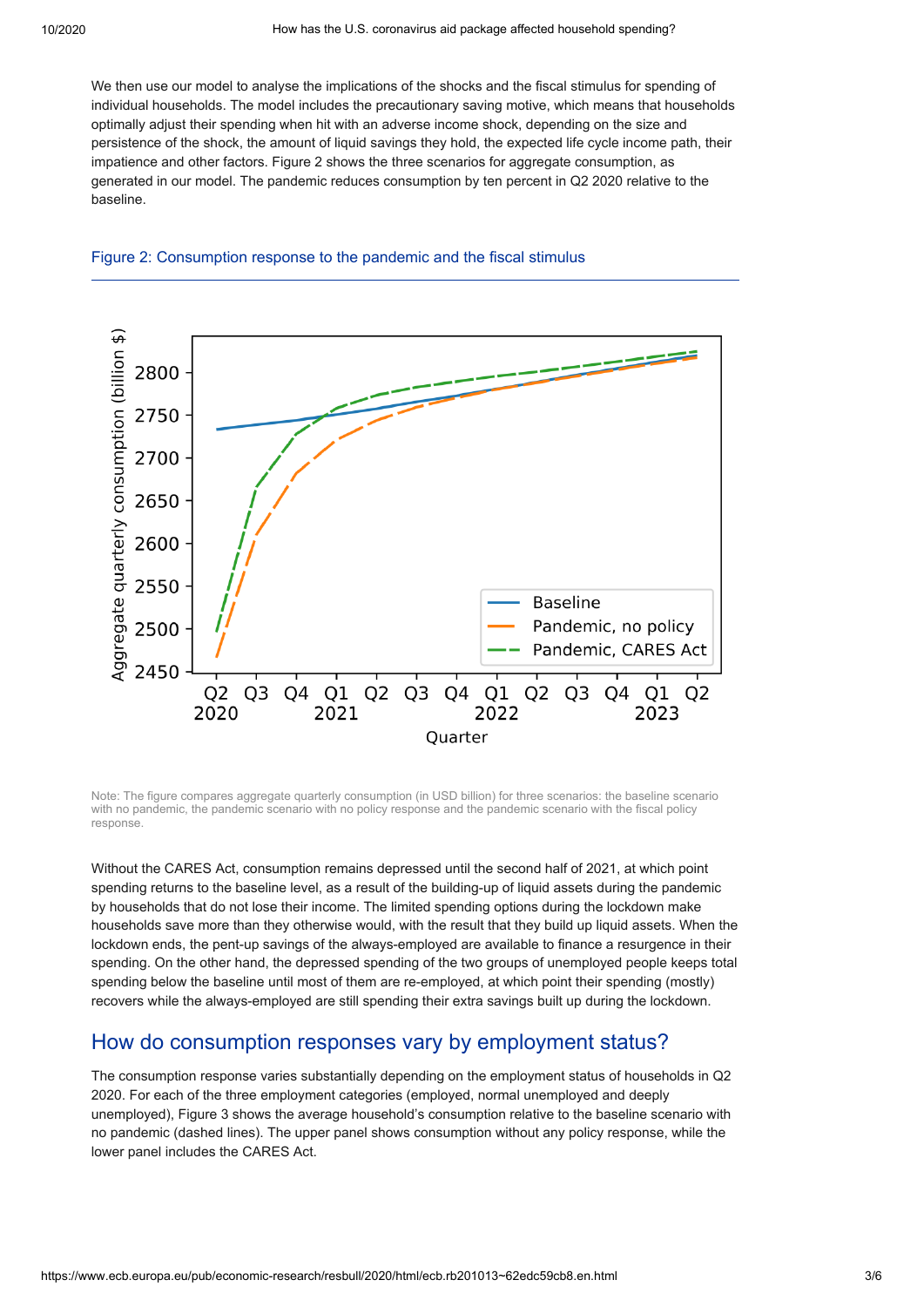We then use our model to analyse the implications of the shocks and the fiscal stimulus for spending of individual households. The model includes the precautionary saving motive, which means that households optimally adjust their spending when hit with an adverse income shock, depending on the size and persistence of the shock, the amount of liquid savings they hold, the expected life cycle income path, their impatience and other factors. Figure 2 shows the three scenarios for aggregate consumption, as generated in our model. The pandemic reduces consumption by ten percent in Q2 2020 relative to the baseline.

Figure 2: Consumption response to the pandemic and the fiscal stimulus

Note: The figure compares aggregate quarterly consumption (in USD billion) for three scenarios: the baseline scenario with no pandemic, the pandemic scenario with no policy response and the pandemic scenario with the fiscal policy response.

Without the CARES Act, consumption remains depressed until the second half of 2021, at which point spending returns to the baseline level, as a result of the building-up of liquid assets during the pandemic by households that do not lose their income. The limited spending options during the lockdown make households save more than they otherwise would, with the result that they build up liquid assets. When the lockdown ends, the pent-up savings of the always-employed are available to finance a resurgence in their spending. On the other hand, the depressed spending of the two groups of unemployed people keeps total spending below the baseline until most of them are re-employed, at which point their spending (mostly) recovers while the always-employed are still spending their extra savings built up during the lockdown.

## How do consumption responses vary by employment status?

The consumption response varies substantially depending on the employment status of households in Q2 2020. For each of the three employment categories (employed, normal unemployed and deeply unemployed), Figure 3 shows the average household's consumption relative to the baseline scenario with no pandemic (dashed lines). The upper panel shows consumption without any policy response, while the lower panel includes the CARES Act.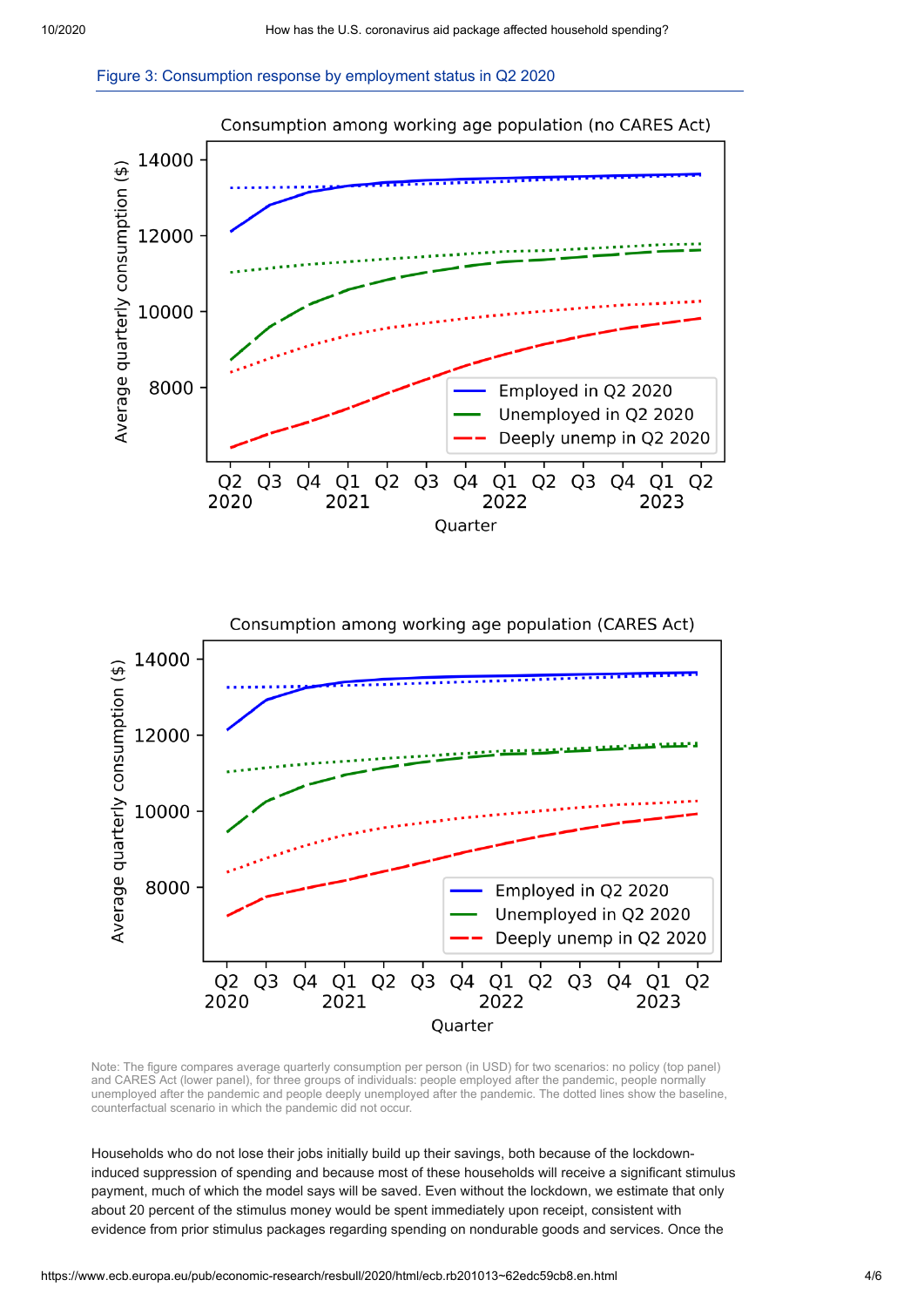Figure 3: Consumption response by employment status in Q2 2020

Note: The figure compares average quarterly consumption per person (in USD) for two scenarios: no policy (top panel) and CARES Act (lower panel), for three groups of individuals: people employed after the pandemic, people normally unemployed after the pandemic and people deeply unemployed after the pandemic. The dotted lines show the baseline, counterfactual scenario in which the pandemic did not occur.

Households who do not lose their jobs initially build up their savings, both because of the lockdown-induced suppression of spending and because most of these households will receive a significant stimulus payment, much of which the model says will be saved. Even without the lockdown, we estimate that only about 20 percent of the stimulus money would be spent immediately upon receipt, consistent with evidence from prior stimulus packages regarding spending on nondurable goods and services. Once the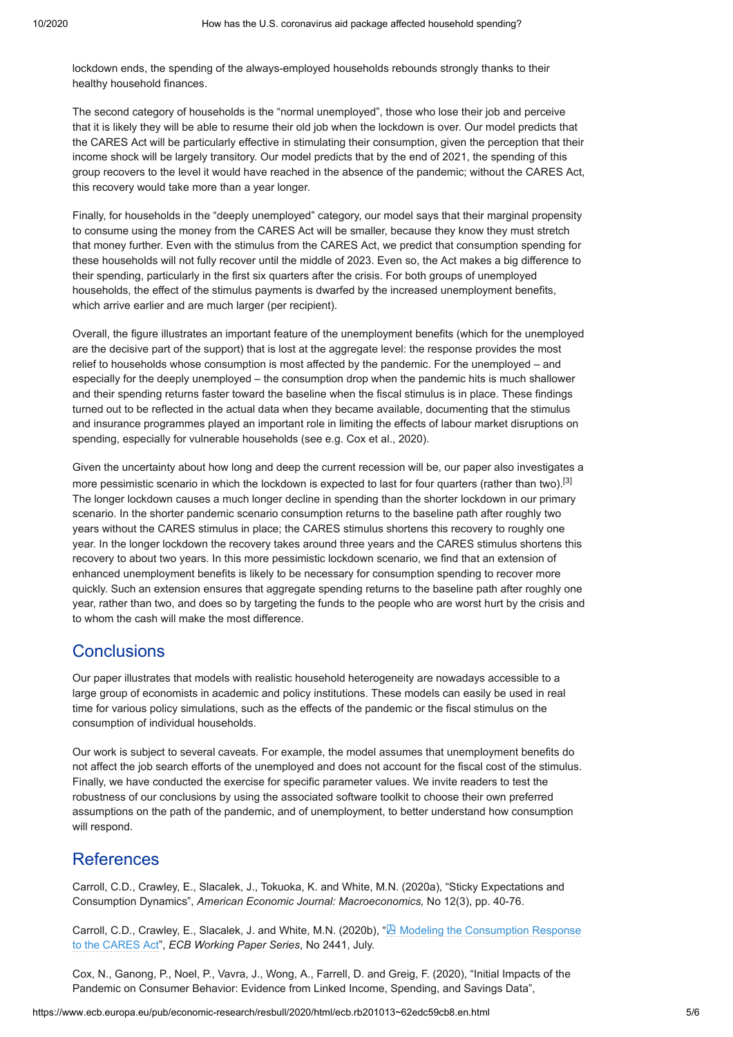lockdown ends, the spending of the always-employed households rebounds strongly thanks to their healthy household finances.

The second category of households is the "normal unemployed", those who lose their job and perceive that it is likely they will be able to resume their old job when the lockdown is over. Our model predicts that the CARES Act will be particularly effective in stimulating their consumption, given the perception that their income shock will be largely transitory. Our model predicts that by the end of 2021, the spending of this group recovers to the level it would have reached in the absence of the pandemic; without the CARES Act, this recovery would take more than a year longer.

Finally, for households in the "deeply unemployed" category, our model says that their marginal propensity to consume using the money from the CARES Act will be smaller, because they know they must stretch that money further. Even with the stimulus from the CARES Act, we predict that consumption spending for these households will not fully recover until the middle of 2023. Even so, the Act makes a big difference to their spending, particularly in the first six quarters after the crisis. For both groups of unemployed households, the effect of the stimulus payments is dwarfed by the increased unemployment benefits, which arrive earlier and are much larger (per recipient).

Overall, the figure illustrates an important feature of the unemployment benefits (which for the unemployed are the decisive part of the support) that is lost at the aggregate level: the response provides the most relief to households whose consumption is most affected by the pandemic. For the unemployed – and especially for the deeply unemployed – the consumption drop when the pandemic hits is much shallower and their spending returns faster toward the baseline when the fiscal stimulus is in place. These findings turned out to be reflected in the actual data when they became available, documenting that the stimulus and insurance programmes played an important role in limiting the effects of labour market disruptions on spending, especially for vulnerable households (see e.g. Cox et al., 2020).

Given the uncertainty about how long and deep the current recession will be, our paper also investigates a more pessimistic scenario in which the lockdown is expected to last for four quarters (rather than two).[3] The longer lockdown causes a much longer decline in spending than the shorter lockdown in our primary scenario. In the shorter pandemic scenario consumption returns to the baseline path after roughly two years without the CARES stimulus in place; the CARES stimulus shortens this recovery to roughly one year. In the longer lockdown the recovery takes around three years and the CARES stimulus shortens this recovery to about two years. In this more pessimistic lockdown scenario, we find that an extension of enhanced unemployment benefits is likely to be necessary for consumption spending to recover more quickly. Such an extension ensures that aggregate spending returns to the baseline path after roughly one year, rather than two, and does so by targeting the funds to the people who are worst hurt by the crisis and to whom the cash will make the most difference.

## Conclusions

Our paper illustrates that models with realistic household heterogeneity are nowadays accessible to a large group of economists in academic and policy institutions. These models can easily be used in real time for various policy simulations, such as the effects of the pandemic or the fiscal stimulus on the consumption of individual households.

Our work is subject to several caveats. For example, the model assumes that unemployment benefits do not affect the job search efforts of the unemployed and does not account for the fiscal cost of the stimulus. Finally, we have conducted the exercise for specific parameter values. We invite readers to test the robustness of our conclusions by using the associated software toolkit to choose their own preferred assumptions on the path of the pandemic, and of unemployment, to better understand how consumption will respond.

## References

Carroll, C.D., Crawley, E., Slacalek, J., Tokuoka, K. and White, M.N. (2020a), "Sticky Expectations and Consumption Dynamics", *American Economic Journal: Macroeconomics,* No 12(3), pp. 40-76.

Carroll, C.D., Crawley, E., Slacalek, J. and White, M.N. (2020b), "Modeling the Consumption Response to the CARES Act", *ECB Working Paper Series*, No 2441, July.

Cox, N., Ganong, P., Noel, P., Vavra, J., Wong, A., Farrell, D. and Greig, F. (2020), "Initial Impacts of the Pandemic on Consumer Behavior: Evidence from Linked Income, Spending, and Savings Data",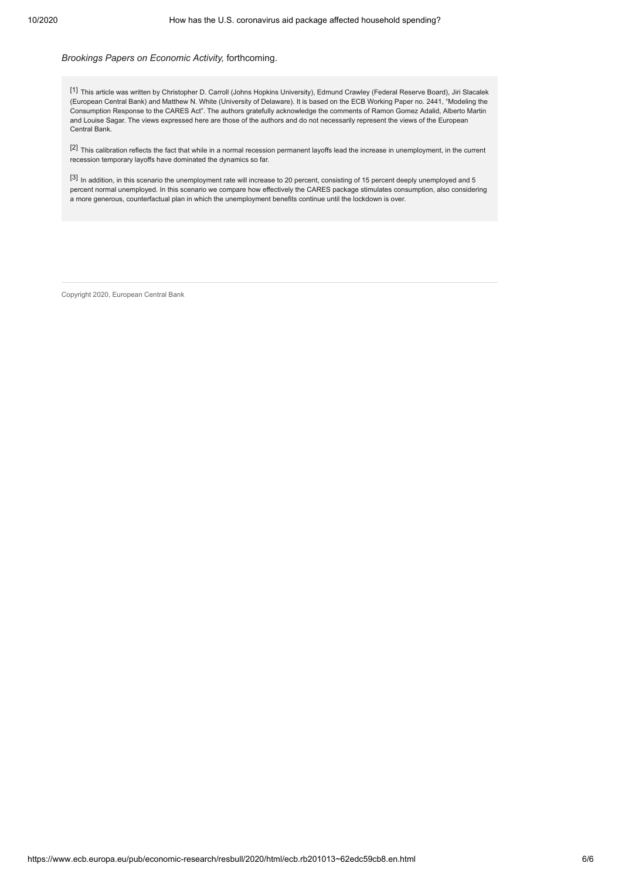*Brookings Papers on Economic Activity,* forthcoming.

[1] This article was written by Christopher D. Carroll (Johns Hopkins University), Edmund Crawley (Federal Reserve Board), Jiri Slacalek (European Central Bank) and Matthew N. White (University of Delaware). It is based on the ECB Working Paper no. 2441, "Modeling the Consumption Response to the CARES Act". The authors gratefully acknowledge the comments of Ramon Gomez Adalid, Alberto Martin and Louise Sagar. The views expressed here are those of the authors and do not necessarily represent the views of the European Central Bank.

[2] This calibration reflects the fact that while in a normal recession permanent layoffs lead the increase in unemployment, in the current recession temporary layoffs have dominated the dynamics so far.

[3] In addition, in this scenario the unemployment rate will increase to 20 percent, consisting of 15 percent deeply unemployed and 5 percent normal unemployed. In this scenario we compare how effectively the CARES package stimulates consumption, also considering a more generous, counterfactual plan in which the unemployment benefits continue until the lockdown is over.

Copyright 2020, European Central Bank